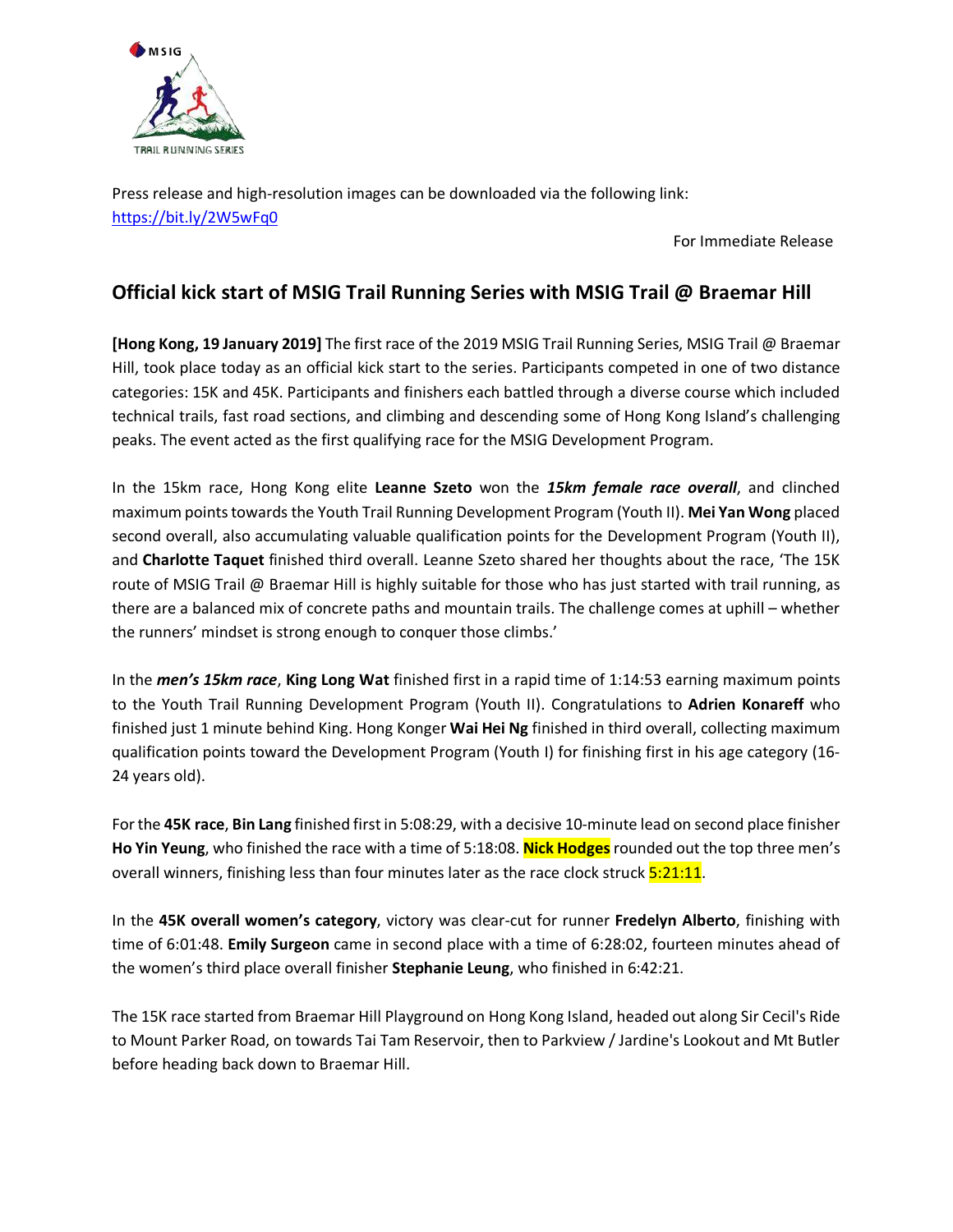Press release and high-resolution images can be downloaded via the following link:
https://bit.ly/2W5wFq0

For Immediate Release

## Official kick start of MSIG Trail Running Series with MSIG Trail @ Braemar Hill

**[Hong Kong, 19 January 2019]** The first race of the 2019 MSIG Trail Running Series, MSIG Trail @ Braemar Hill, took place today as an official kick start to the series. Participants competed in one of two distance categories: 15K and 45K. Participants and finishers each battled through a diverse course which included technical trails, fast road sections, and climbing and descending some of Hong Kong Island's challenging peaks. The event acted as the first qualifying race for the MSIG Development Program.

In the 15km race, Hong Kong elite **Leanne Szeto** won the ***15km female race overall***, and clinched maximum points towards the Youth Trail Running Development Program (Youth II). **Mei Yan Wong** placed second overall, also accumulating valuable qualification points for the Development Program (Youth II), and **Charlotte Taquet** finished third overall. Leanne Szeto shared her thoughts about the race, 'The 15K route of MSIG Trail @ Braemar Hill is highly suitable for those who has just started with trail running, as there are a balanced mix of concrete paths and mountain trails. The challenge comes at uphill – whether the runners' mindset is strong enough to conquer those climbs.'

In the ***men's 15km race***, **King Long Wat** finished first in a rapid time of 1:14:53 earning maximum points to the Youth Trail Running Development Program (Youth II). Congratulations to **Adrien Konareff** who finished just 1 minute behind King. Hong Konger **Wai Hei Ng** finished in third overall, collecting maximum qualification points toward the Development Program (Youth I) for finishing first in his age category (16-24 years old).

For the **45K race**, **Bin Lang** finished first in 5:08:29, with a decisive 10-minute lead on second place finisher **Ho Yin Yeung**, who finished the race with a time of 5:18:08. **Nick Hodges** rounded out the top three men's overall winners, finishing less than four minutes later as the race clock struck 5:21:11.

In the **45K overall women's category**, victory was clear-cut for runner **Fredelyn Alberto**, finishing with time of 6:01:48. **Emily Surgeon** came in second place with a time of 6:28:02, fourteen minutes ahead of the women's third place overall finisher **Stephanie Leung**, who finished in 6:42:21.

The 15K race started from Braemar Hill Playground on Hong Kong Island, headed out along Sir Cecil's Ride to Mount Parker Road, on towards Tai Tam Reservoir, then to Parkview / Jardine's Lookout and Mt Butler before heading back down to Braemar Hill.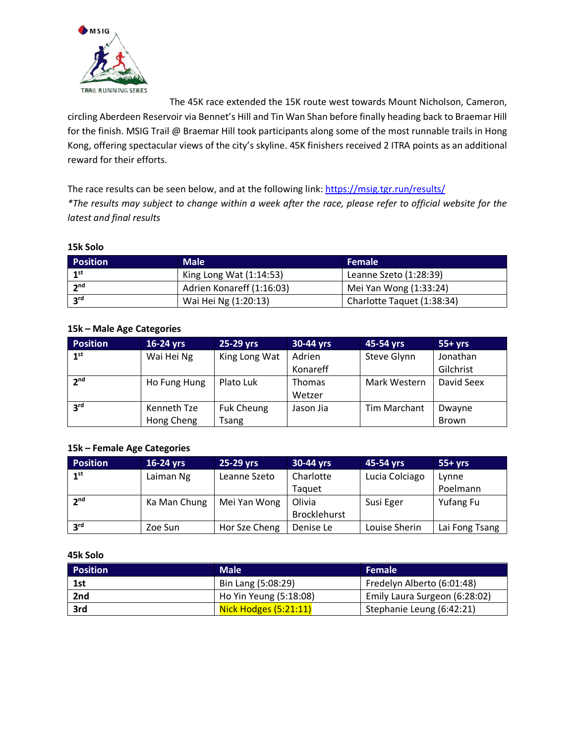The 45K race extended the 15K route west towards Mount Nicholson, Cameron, circling Aberdeen Reservoir via Bennet's Hill and Tin Wan Shan before finally heading back to Braemar Hill for the finish. MSIG Trail @ Braemar Hill took participants along some of the most runnable trails in Hong Kong, offering spectacular views of the city's skyline. 45K finishers received 2 ITRA points as an additional reward for their efforts.

The race results can be seen below, and at the following link: https://msig.tgr.run/results/

*The results may subject to change within a week after the race, please refer to official website for the latest and final results*

**15k Solo**

| Position | Male | Female |
| --- | --- | --- |
| 1st | King Long Wat (1:14:53) | Leanne Szeto (1:28:39) |
| 2nd | Adrien Konareff (1:16:03) | Mei Yan Wong (1:33:24) |
| 3rd | Wai Hei Ng (1:20:13) | Charlotte Taquet (1:38:34) |

**15k – Male Age Categories**

| Position | 16-24 yrs | 25-29 yrs | 30-44 yrs | 45-54 yrs | 55+ yrs |
| --- | --- | --- | --- | --- | --- |
| 1st | Wai Hei Ng | King Long Wat | Adrien Konareff | Steve Glynn | Jonathan Gilchrist |
| 2nd | Ho Fung Hung | Plato Luk | Thomas Wetzer | Mark Western | David Seex |
| 3rd | Kenneth Tze Hong Cheng | Fuk Cheung Tsang | Jason Jia | Tim Marchant | Dwayne Brown |

**15k – Female Age Categories**

| Position | 16-24 yrs | 25-29 yrs | 30-44 yrs | 45-54 yrs | 55+ yrs |
| --- | --- | --- | --- | --- | --- |
| 1st | Laiman Ng | Leanne Szeto | Charlotte Taquet | Lucia Colciago | Lynne Poelmann |
| 2nd | Ka Man Chung | Mei Yan Wong | Olivia Brocklehurst | Susi Eger | Yufang Fu |
| 3rd | Zoe Sun | Hor Sze Cheng | Denise Le | Louise Sherin | Lai Fong Tsang |

**45k Solo**

| Position | Male | Female |
| --- | --- | --- |
| **1st** | Bin Lang (5:08:29) | Fredelyn Alberto (6:01:48) |
| **2nd** | Ho Yin Yeung (5:18:08) | Emily Laura Surgeon (6:28:02) |
| **3rd** | Nick Hodges (5:21:11) | Stephanie Leung (6:42:21) |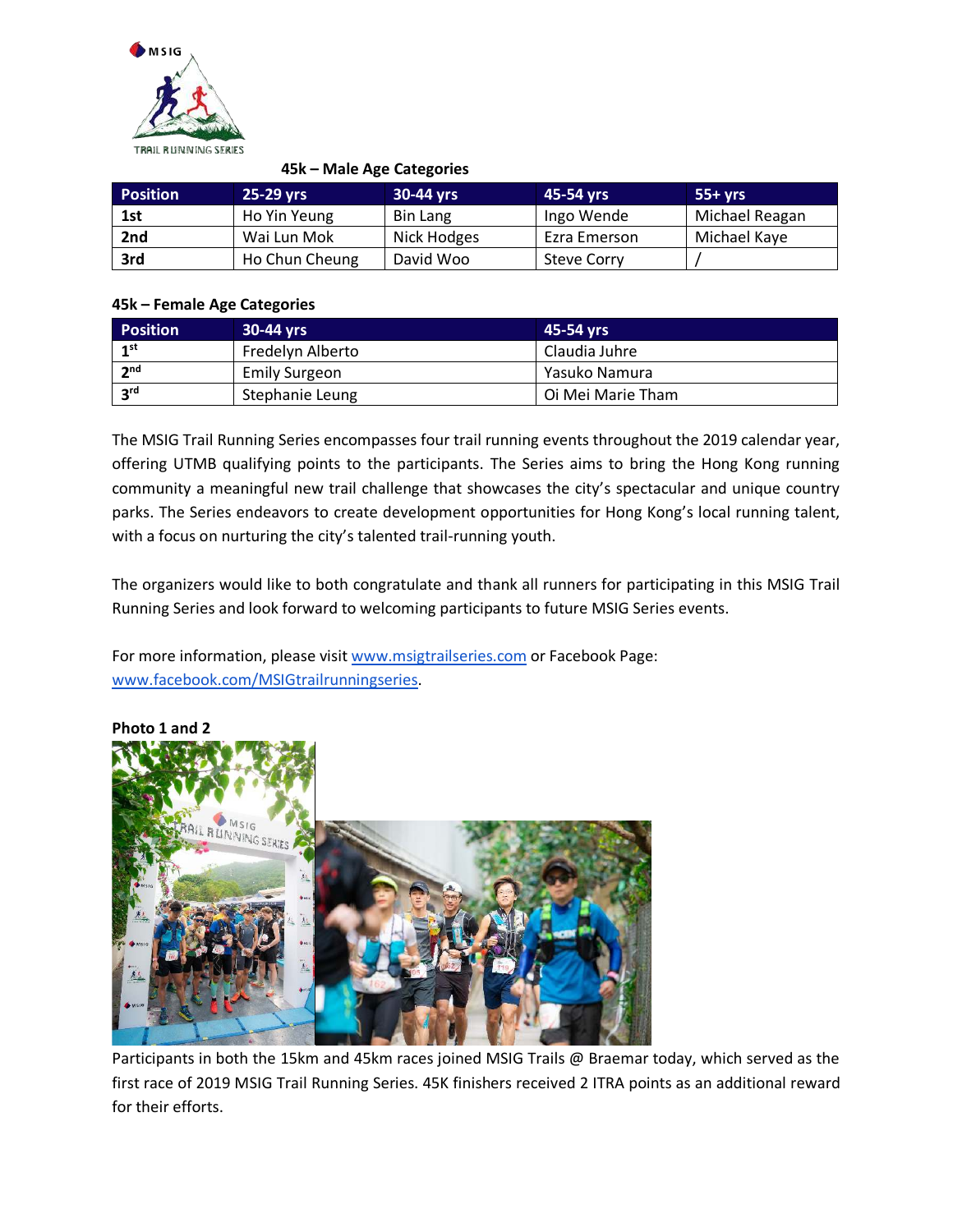**45k – Male Age Categories**

| Position | 25-29 yrs | 30-44 yrs | 45-54 yrs | 55+ yrs |
|---|---|---|---|---|
| 1st | Ho Yin Yeung | Bin Lang | Ingo Wende | Michael Reagan |
| 2nd | Wai Lun Mok | Nick Hodges | Ezra Emerson | Michael Kaye |
| 3rd | Ho Chun Cheung | David Woo | Steve Corry | / |

**45k – Female Age Categories**

| Position | 30-44 yrs | 45-54 yrs |
|---|---|---|
| 1st | Fredelyn Alberto | Claudia Juhre |
| 2nd | Emily Surgeon | Yasuko Namura |
| 3rd | Stephanie Leung | Oi Mei Marie Tham |

The MSIG Trail Running Series encompasses four trail running events throughout the 2019 calendar year, offering UTMB qualifying points to the participants. The Series aims to bring the Hong Kong running community a meaningful new trail challenge that showcases the city's spectacular and unique country parks. The Series endeavors to create development opportunities for Hong Kong's local running talent, with a focus on nurturing the city's talented trail-running youth.

The organizers would like to both congratulate and thank all runners for participating in this MSIG Trail Running Series and look forward to welcoming participants to future MSIG Series events.

For more information, please visit www.msigtrailseries.com or Facebook Page: www.facebook.com/MSIGtrailrunningseries.

**Photo 1 and 2**

Participants in both the 15km and 45km races joined MSIG Trails @ Braemar today, which served as the first race of 2019 MSIG Trail Running Series. 45K finishers received 2 ITRA points as an additional reward for their efforts.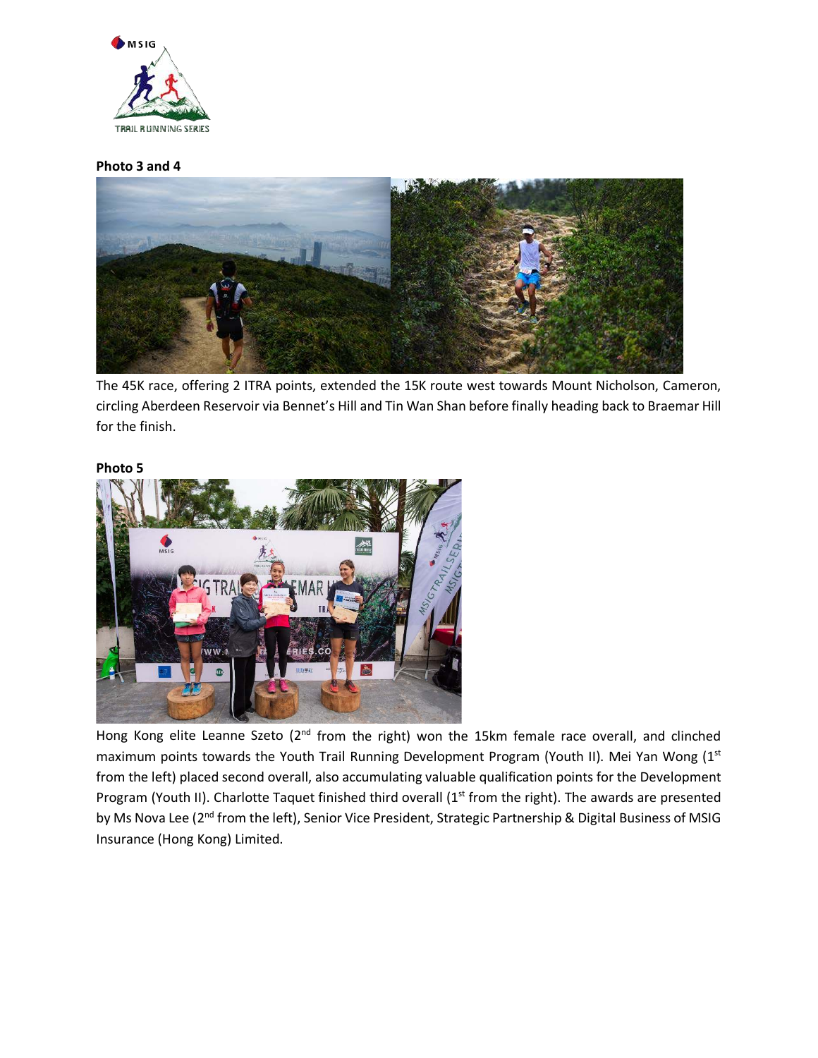**Photo 3 and 4**

The 45K race, offering 2 ITRA points, extended the 15K route west towards Mount Nicholson, Cameron, circling Aberdeen Reservoir via Bennet's Hill and Tin Wan Shan before finally heading back to Braemar Hill for the finish.

**Photo 5**

Hong Kong elite Leanne Szeto (2nd from the right) won the 15km female race overall, and clinched maximum points towards the Youth Trail Running Development Program (Youth II). Mei Yan Wong (1st from the left) placed second overall, also accumulating valuable qualification points for the Development Program (Youth II). Charlotte Taquet finished third overall (1st from the right). The awards are presented by Ms Nova Lee (2nd from the left), Senior Vice President, Strategic Partnership & Digital Business of MSIG Insurance (Hong Kong) Limited.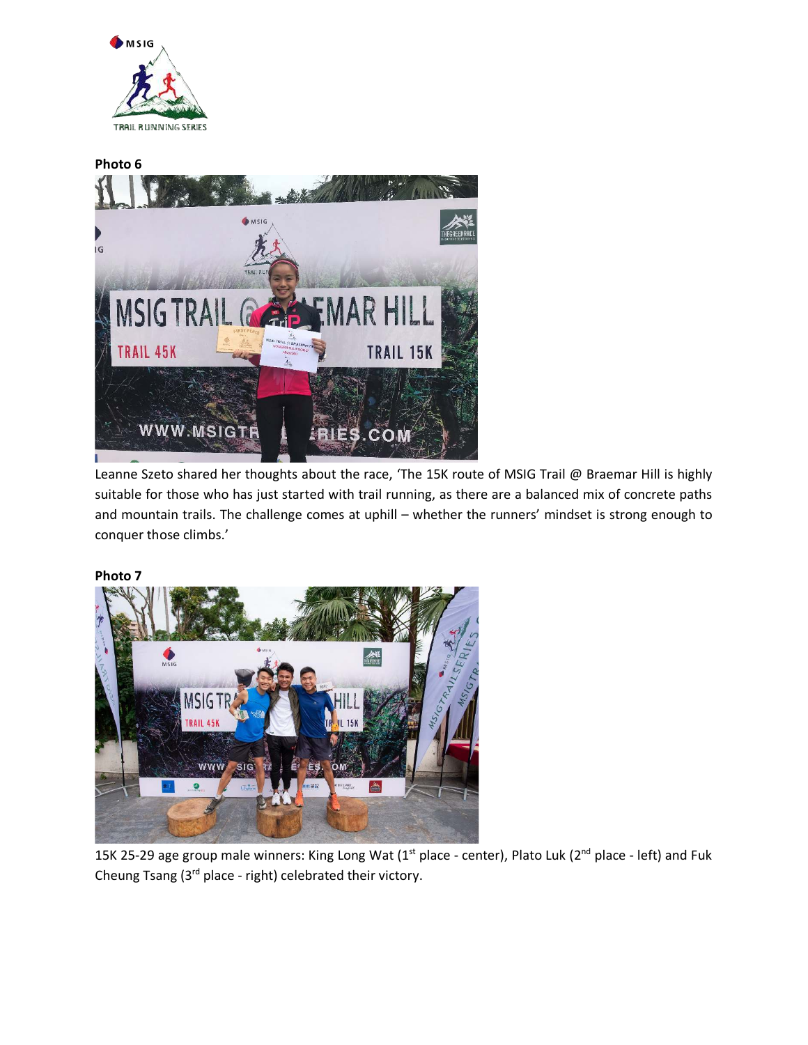**Photo 6**

Leanne Szeto shared her thoughts about the race, 'The 15K route of MSIG Trail @ Braemar Hill is highly suitable for those who has just started with trail running, as there are a balanced mix of concrete paths and mountain trails. The challenge comes at uphill – whether the runners' mindset is strong enough to conquer those climbs.'

**Photo 7**

15K 25-29 age group male winners: King Long Wat (1st place - center), Plato Luk (2nd place - left) and Fuk Cheung Tsang (3rd place - right) celebrated their victory.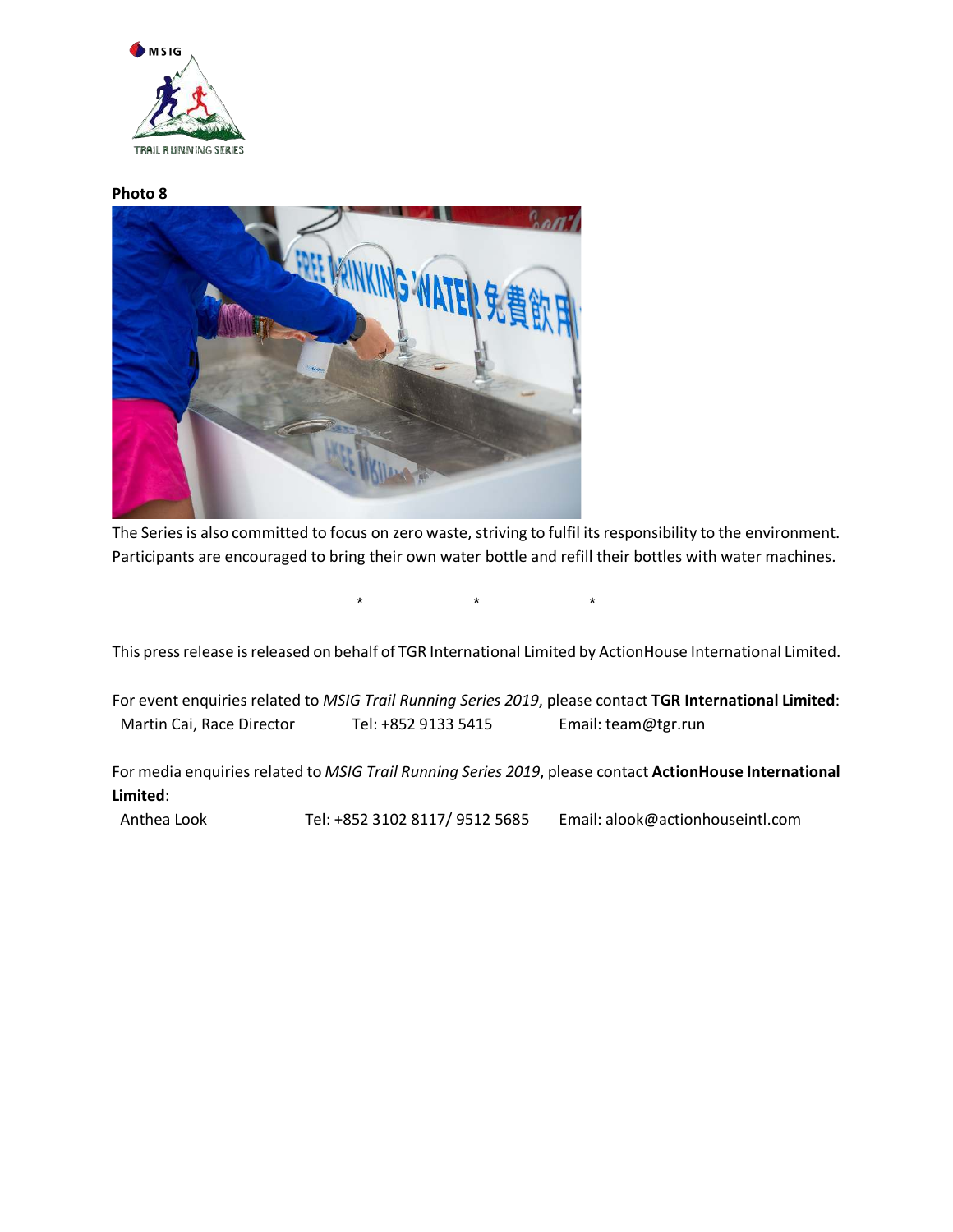**Photo 8**

The Series is also committed to focus on zero waste, striving to fulfil its responsibility to the environment. Participants are encouraged to bring their own water bottle and refill their bottles with water machines.

\*   \*   \*

This press release is released on behalf of TGR International Limited by ActionHouse International Limited.

For event enquiries related to *MSIG Trail Running Series 2019*, please contact **TGR International Limited**:

| | | |
|---|---|---|
| Martin Cai, Race Director | Tel: +852 9133 5415 | Email: team@tgr.run |

For media enquiries related to *MSIG Trail Running Series 2019*, please contact **ActionHouse International Limited**:

| | | |
|---|---|---|
| Anthea Look | Tel: +852 3102 8117/ 9512 5685 | Email: alook@actionhouseintl.com |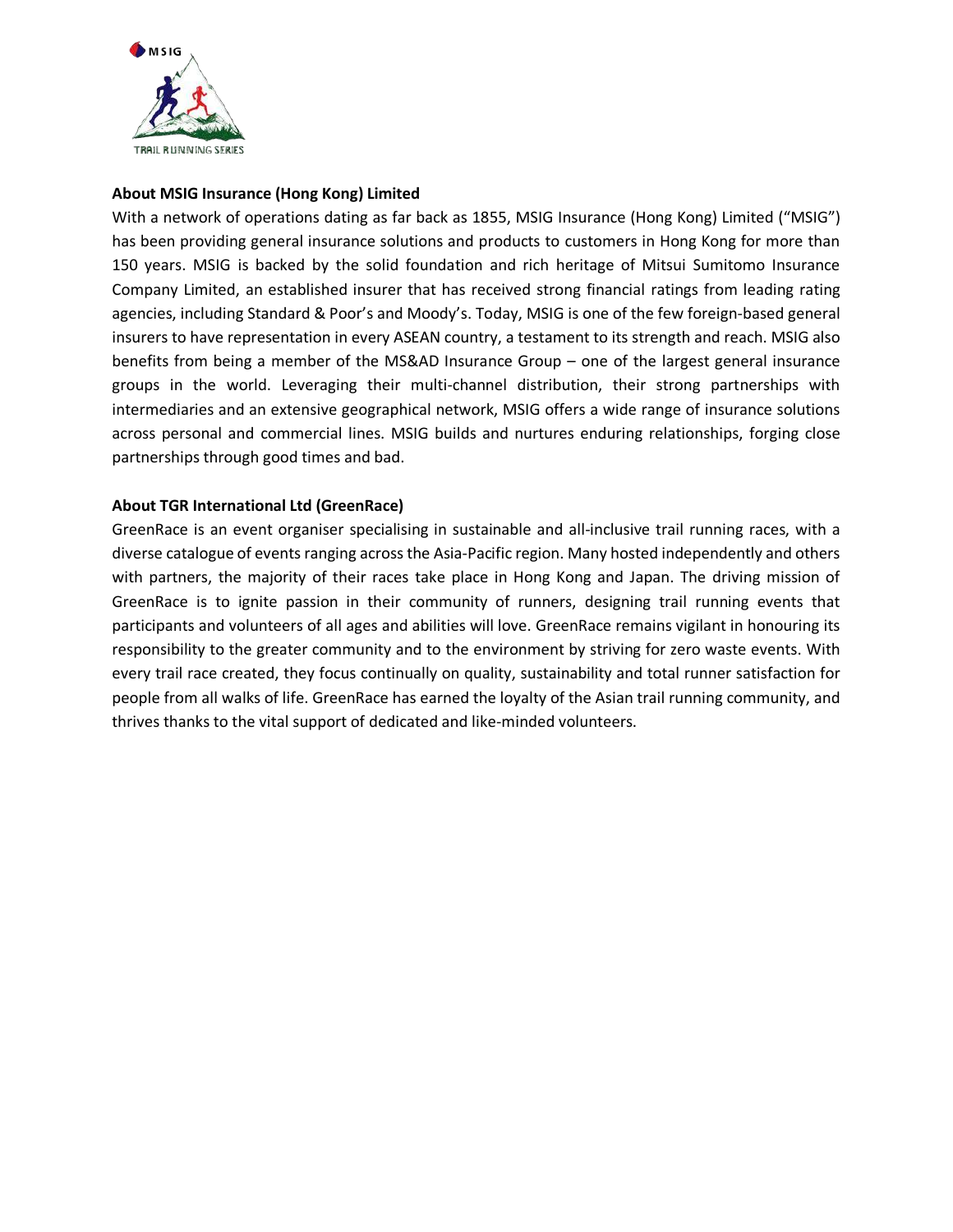**About MSIG Insurance (Hong Kong) Limited**

With a network of operations dating as far back as 1855, MSIG Insurance (Hong Kong) Limited ("MSIG") has been providing general insurance solutions and products to customers in Hong Kong for more than 150 years. MSIG is backed by the solid foundation and rich heritage of Mitsui Sumitomo Insurance Company Limited, an established insurer that has received strong financial ratings from leading rating agencies, including Standard & Poor's and Moody's. Today, MSIG is one of the few foreign-based general insurers to have representation in every ASEAN country, a testament to its strength and reach. MSIG also benefits from being a member of the MS&AD Insurance Group – one of the largest general insurance groups in the world. Leveraging their multi-channel distribution, their strong partnerships with intermediaries and an extensive geographical network, MSIG offers a wide range of insurance solutions across personal and commercial lines. MSIG builds and nurtures enduring relationships, forging close partnerships through good times and bad.

**About TGR International Ltd (GreenRace)**

GreenRace is an event organiser specialising in sustainable and all-inclusive trail running races, with a diverse catalogue of events ranging across the Asia-Pacific region. Many hosted independently and others with partners, the majority of their races take place in Hong Kong and Japan. The driving mission of GreenRace is to ignite passion in their community of runners, designing trail running events that participants and volunteers of all ages and abilities will love. GreenRace remains vigilant in honouring its responsibility to the greater community and to the environment by striving for zero waste events. With every trail race created, they focus continually on quality, sustainability and total runner satisfaction for people from all walks of life. GreenRace has earned the loyalty of the Asian trail running community, and thrives thanks to the vital support of dedicated and like-minded volunteers.